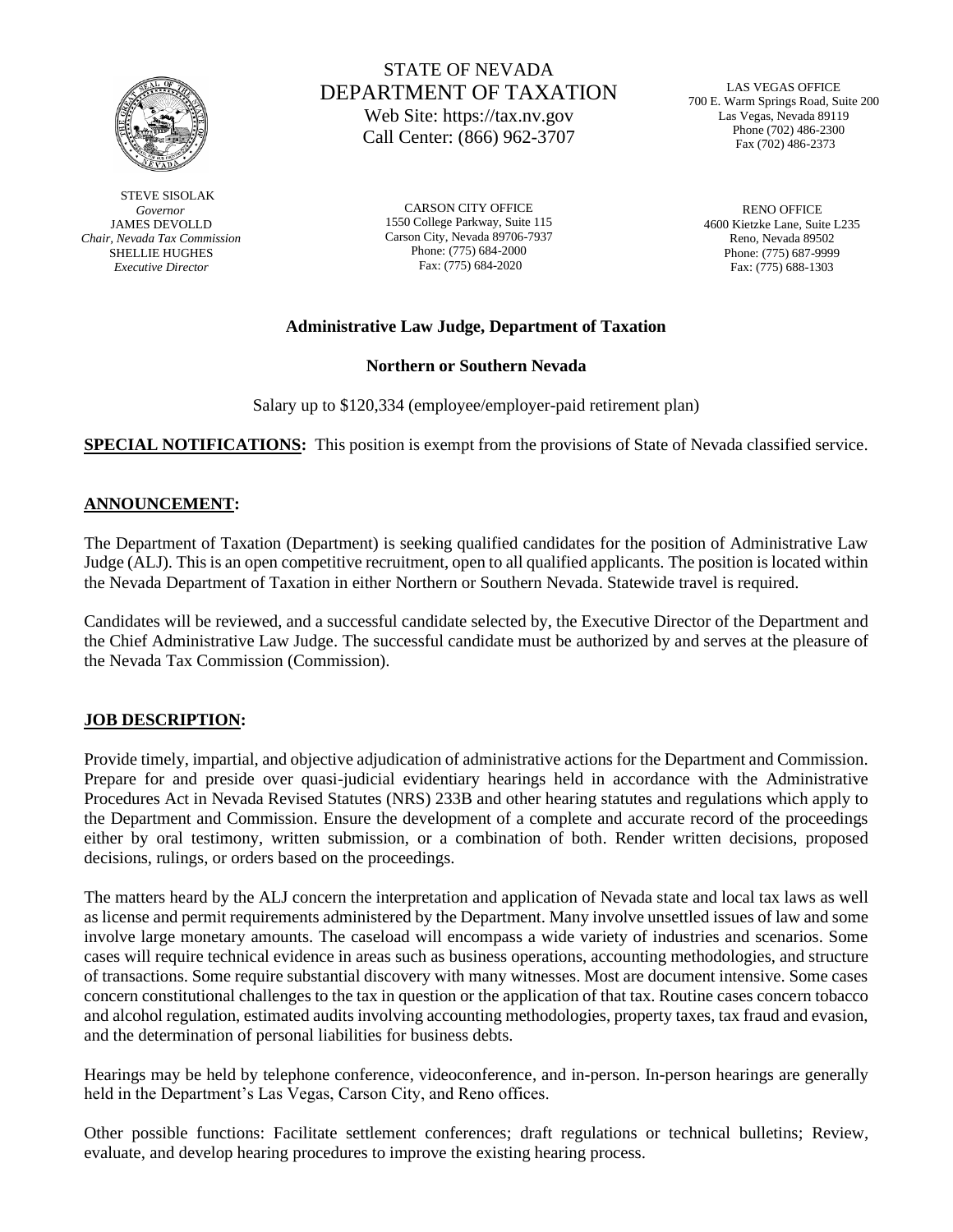STATE OF NEVADA
DEPARTMENT OF TAXATION
Web Site: https://tax.nv.gov
Call Center: (866) 962-3707

LAS VEGAS OFFICE
700 E. Warm Springs Road, Suite 200
Las Vegas, Nevada 89119
Phone (702) 486-2300
Fax (702) 486-2373

STEVE SISOLAK
*Governor*
JAMES DEVOLLD
*Chair, Nevada Tax Commission*
SHELLIE HUGHES
*Executive Director*

CARSON CITY OFFICE
1550 College Parkway, Suite 115
Carson City, Nevada 89706-7937
Phone: (775) 684-2000
Fax: (775) 684-2020

RENO OFFICE
4600 Kietzke Lane, Suite L235
Reno, Nevada 89502
Phone: (775) 687-9999
Fax: (775) 688-1303

**Administrative Law Judge, Department of Taxation**

**Northern or Southern Nevada**

Salary up to $120,334 (employee/employer-paid retirement plan)

**SPECIAL NOTIFICATIONS:** This position is exempt from the provisions of State of Nevada classified service.

## ANNOUNCEMENT:

The Department of Taxation (Department) is seeking qualified candidates for the position of Administrative Law Judge (ALJ). This is an open competitive recruitment, open to all qualified applicants. The position is located within the Nevada Department of Taxation in either Northern or Southern Nevada. Statewide travel is required.

Candidates will be reviewed, and a successful candidate selected by, the Executive Director of the Department and the Chief Administrative Law Judge. The successful candidate must be authorized by and serves at the pleasure of the Nevada Tax Commission (Commission).

## JOB DESCRIPTION:

Provide timely, impartial, and objective adjudication of administrative actions for the Department and Commission. Prepare for and preside over quasi-judicial evidentiary hearings held in accordance with the Administrative Procedures Act in Nevada Revised Statutes (NRS) 233B and other hearing statutes and regulations which apply to the Department and Commission. Ensure the development of a complete and accurate record of the proceedings either by oral testimony, written submission, or a combination of both. Render written decisions, proposed decisions, rulings, or orders based on the proceedings.

The matters heard by the ALJ concern the interpretation and application of Nevada state and local tax laws as well as license and permit requirements administered by the Department. Many involve unsettled issues of law and some involve large monetary amounts. The caseload will encompass a wide variety of industries and scenarios. Some cases will require technical evidence in areas such as business operations, accounting methodologies, and structure of transactions. Some require substantial discovery with many witnesses. Most are document intensive. Some cases concern constitutional challenges to the tax in question or the application of that tax. Routine cases concern tobacco and alcohol regulation, estimated audits involving accounting methodologies, property taxes, tax fraud and evasion, and the determination of personal liabilities for business debts.

Hearings may be held by telephone conference, videoconference, and in-person. In-person hearings are generally held in the Department's Las Vegas, Carson City, and Reno offices.

Other possible functions: Facilitate settlement conferences; draft regulations or technical bulletins; Review, evaluate, and develop hearing procedures to improve the existing hearing process.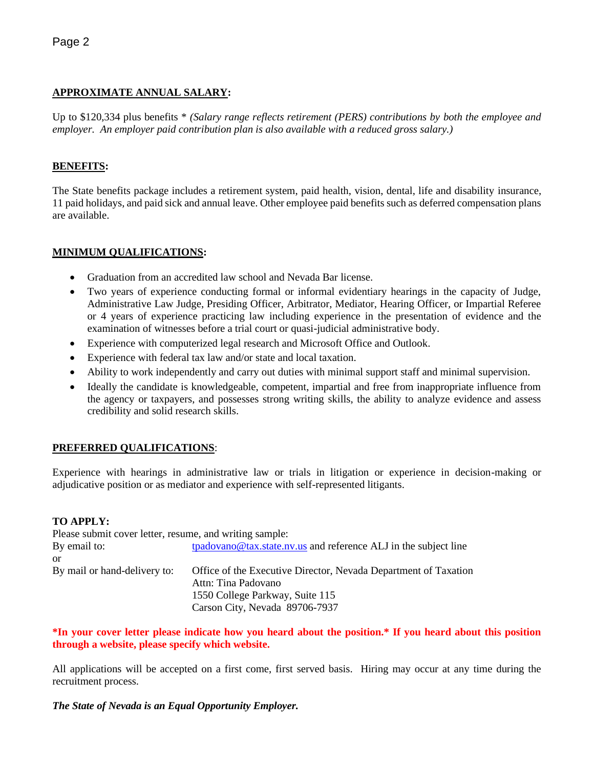**APPROXIMATE ANNUAL SALARY:**

Up to $120,334 plus benefits * *(Salary range reflects retirement (PERS) contributions by both the employee and employer. An employer paid contribution plan is also available with a reduced gross salary.)*

**BENEFITS:**

The State benefits package includes a retirement system, paid health, vision, dental, life and disability insurance, 11 paid holidays, and paid sick and annual leave. Other employee paid benefits such as deferred compensation plans are available.

**MINIMUM QUALIFICATIONS:**

- Graduation from an accredited law school and Nevada Bar license.
- Two years of experience conducting formal or informal evidentiary hearings in the capacity of Judge, Administrative Law Judge, Presiding Officer, Arbitrator, Mediator, Hearing Officer, or Impartial Referee or 4 years of experience practicing law including experience in the presentation of evidence and the examination of witnesses before a trial court or quasi-judicial administrative body.
- Experience with computerized legal research and Microsoft Office and Outlook.
- Experience with federal tax law and/or state and local taxation.
- Ability to work independently and carry out duties with minimal support staff and minimal supervision.
- Ideally the candidate is knowledgeable, competent, impartial and free from inappropriate influence from the agency or taxpayers, and possesses strong writing skills, the ability to analyze evidence and assess credibility and solid research skills.

**PREFERRED QUALIFICATIONS**:

Experience with hearings in administrative law or trials in litigation or experience in decision-making or adjudicative position or as mediator and experience with self-represented litigants.

**TO APPLY:**

Please submit cover letter, resume, and writing sample:

By email to: tpadovano@tax.state.nv.us and reference ALJ in the subject line

or

By mail or hand-delivery to: Office of the Executive Director, Nevada Department of Taxation
Attn: Tina Padovano
1550 College Parkway, Suite 115
Carson City, Nevada 89706-7937

**\*In your cover letter please indicate how you heard about the position.\* If you heard about this position through a website, please specify which website.**

All applications will be accepted on a first come, first served basis. Hiring may occur at any time during the recruitment process.

***The State of Nevada is an Equal Opportunity Employer.***